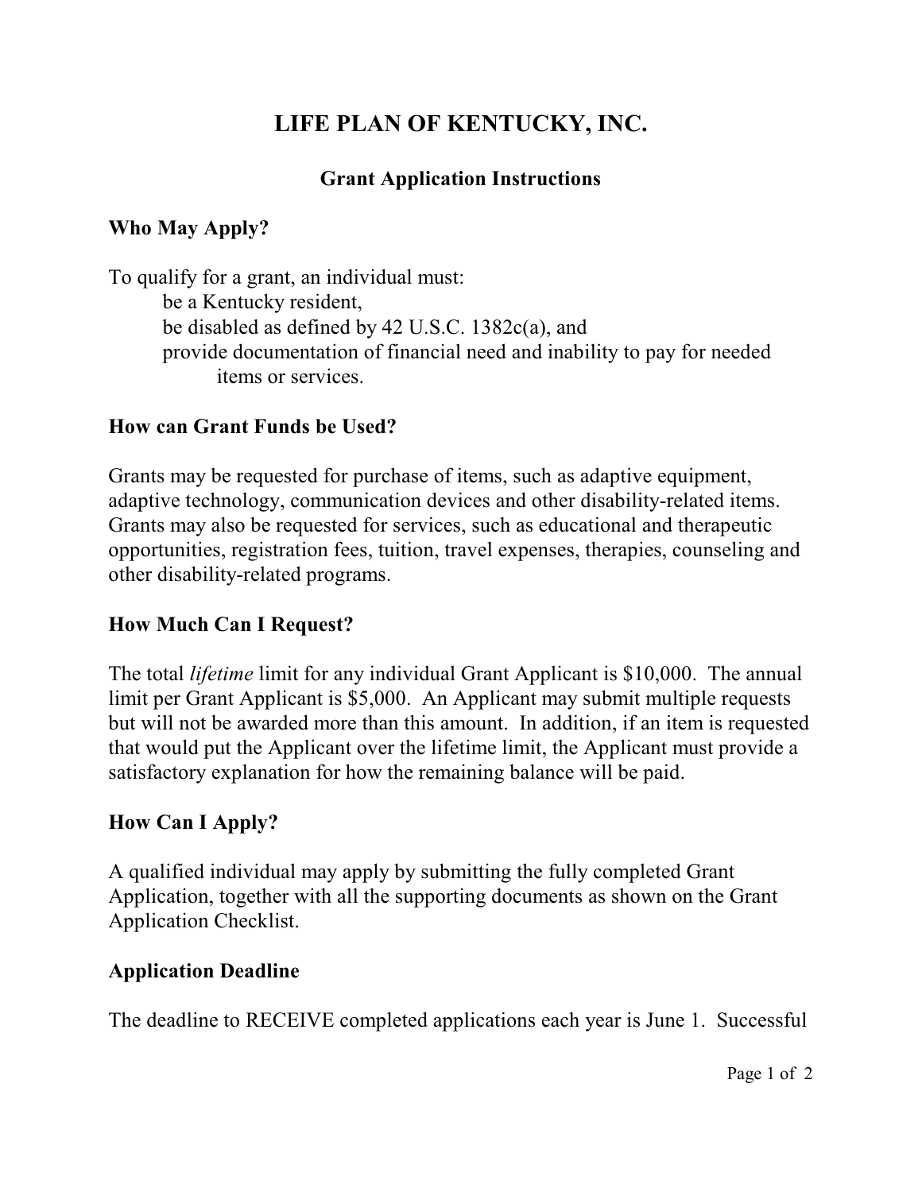# LIFE PLAN OF KENTUCKY, INC.

## Grant Application Instructions

### Who May Apply?

To qualify for a grant, an individual must:

- be a Kentucky resident,
- be disabled as defined by 42 U.S.C. 1382c(a), and
- provide documentation of financial need and inability to pay for needed items or services.

### How can Grant Funds be Used?

Grants may be requested for purchase of items, such as adaptive equipment, adaptive technology, communication devices and other disability-related items. Grants may also be requested for services, such as educational and therapeutic opportunities, registration fees, tuition, travel expenses, therapies, counseling and other disability-related programs.

### How Much Can I Request?

The total *lifetime* limit for any individual Grant Applicant is $10,000. The annual limit per Grant Applicant is $5,000. An Applicant may submit multiple requests but will not be awarded more than this amount. In addition, if an item is requested that would put the Applicant over the lifetime limit, the Applicant must provide a satisfactory explanation for how the remaining balance will be paid.

### How Can I Apply?

A qualified individual may apply by submitting the fully completed Grant Application, together with all the supporting documents as shown on the Grant Application Checklist.

### Application Deadline

The deadline to RECEIVE completed applications each year is June 1. Successful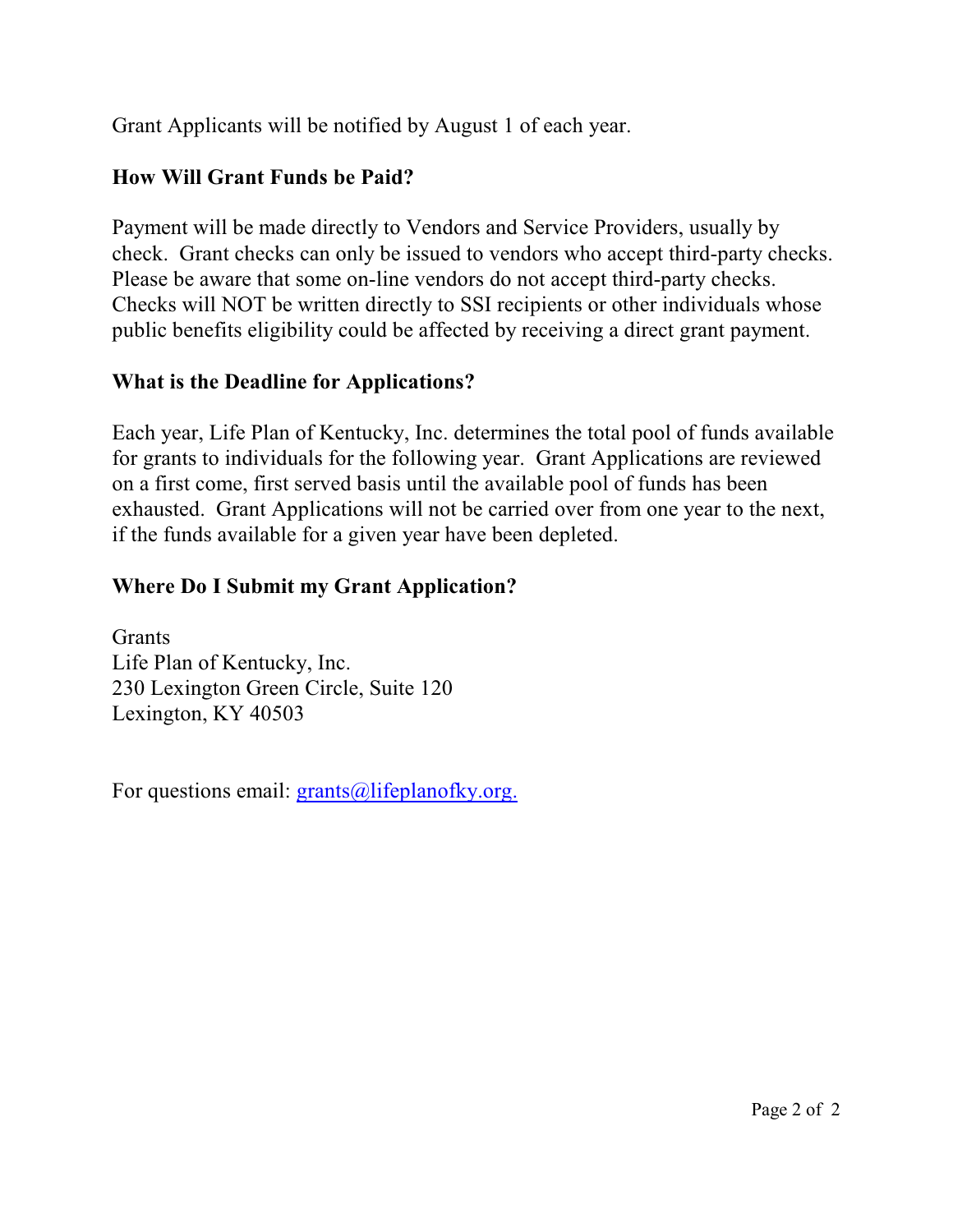Grant Applicants will be notified by August 1 of each year.

**How Will Grant Funds be Paid?**

Payment will be made directly to Vendors and Service Providers, usually by check. Grant checks can only be issued to vendors who accept third-party checks. Please be aware that some on-line vendors do not accept third-party checks. Checks will NOT be written directly to SSI recipients or other individuals whose public benefits eligibility could be affected by receiving a direct grant payment.

**What is the Deadline for Applications?**

Each year, Life Plan of Kentucky, Inc. determines the total pool of funds available for grants to individuals for the following year. Grant Applications are reviewed on a first come, first served basis until the available pool of funds has been exhausted. Grant Applications will not be carried over from one year to the next, if the funds available for a given year have been depleted.

**Where Do I Submit my Grant Application?**

Grants
Life Plan of Kentucky, Inc.
230 Lexington Green Circle, Suite 120
Lexington, KY 40503

For questions email: grants@lifeplanofky.org.